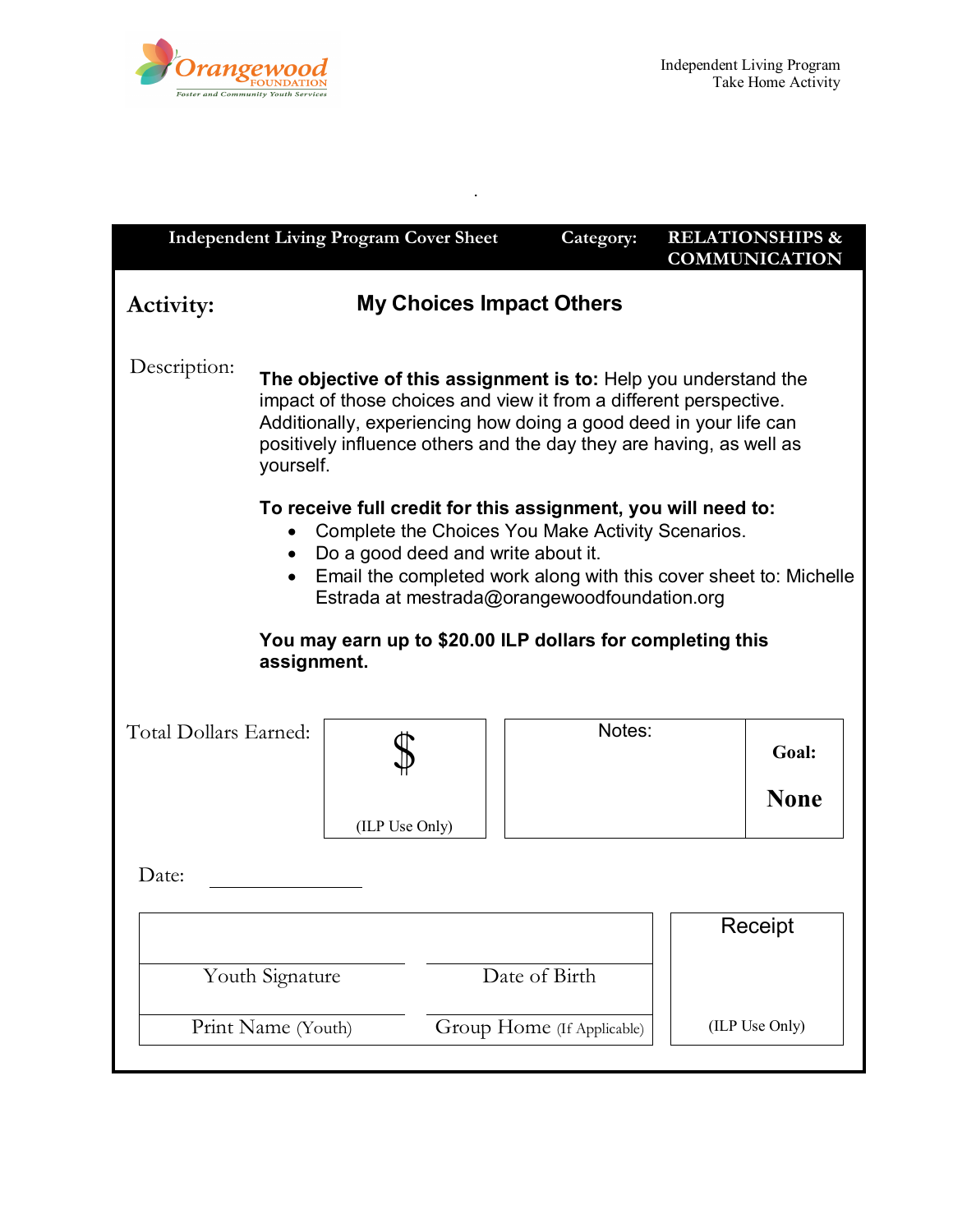Orangewood FOUNDATION
Foster and Community Youth Services

Independent Living Program
Take Home Activity

| Independent Living Program Cover Sheet | Category: | RELATIONSHIPS & COMMUNICATION |
|---|---|---|

**Activity:** **My Choices Impact Others**

Description:

**The objective of this assignment is to:** Help you understand the impact of those choices and view it from a different perspective. Additionally, experiencing how doing a good deed in your life can positively influence others and the day they are having, as well as yourself.

**To receive full credit for this assignment, you will need to:**

- Complete the Choices You Make Activity Scenarios.
- Do a good deed and write about it.
- Email the completed work along with this cover sheet to: Michelle Estrada at mestrada@orangewoodfoundation.org

**You may earn up to $20.00 ILP dollars for completing this assignment.**

| Total Dollars Earned: | $ (ILP Use Only) | Notes: | **Goal: None** |
|---|---|---|---|

Date: ____________

| | | |
|---|---|---|
| Youth Signature | Date of Birth | Receipt |
| Print Name (Youth) | Group Home (If Applicable) | (ILP Use Only) |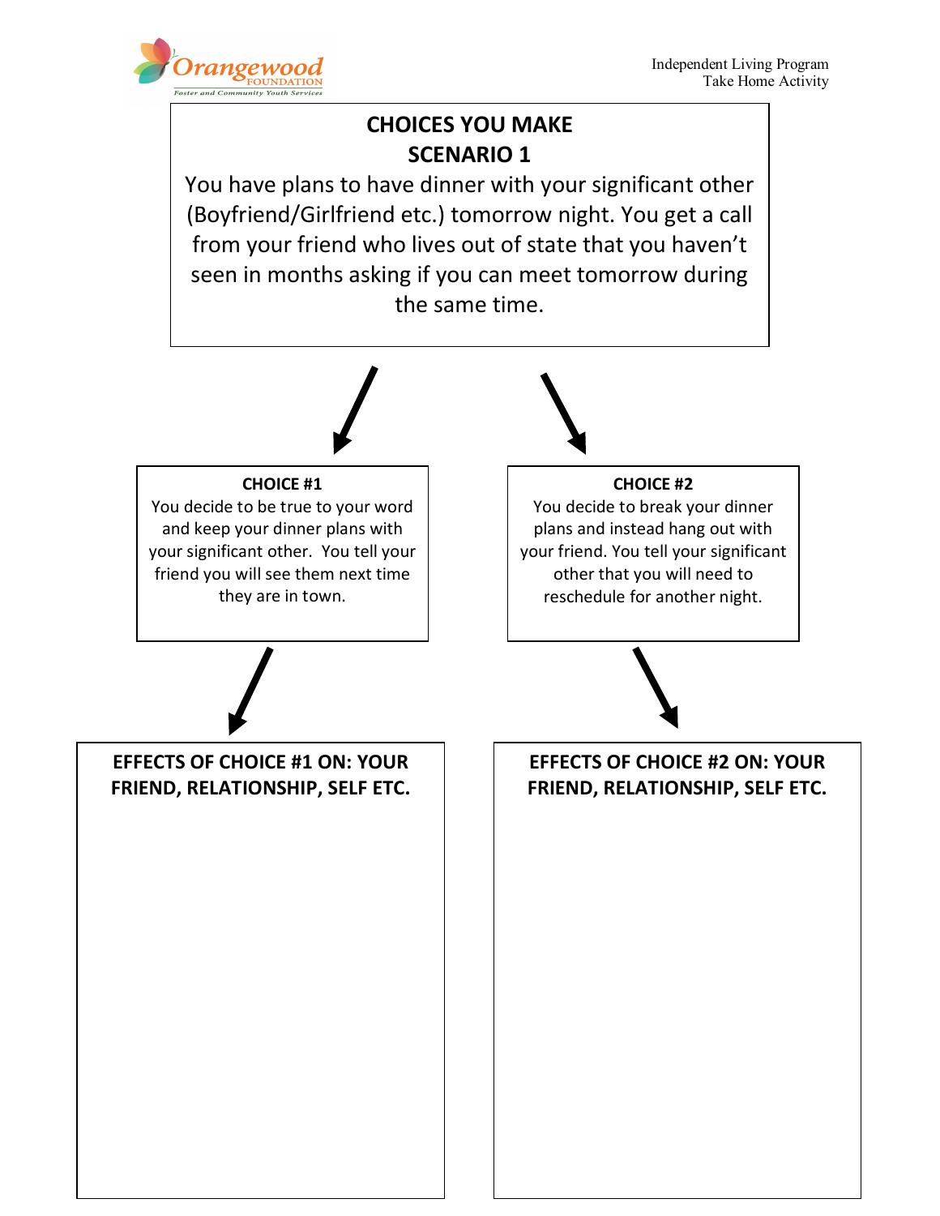## CHOICES YOU MAKE

## SCENARIO 1

You have plans to have dinner with your significant other (Boyfriend/Girlfriend etc.) tomorrow night. You get a call from your friend who lives out of state that you haven't seen in months asking if you can meet tomorrow during the same time.

**CHOICE #1**

You decide to be true to your word and keep your dinner plans with your significant other. You tell your friend you will see them next time they are in town.

**CHOICE #2**

You decide to break your dinner plans and instead hang out with your friend. You tell your significant other that you will need to reschedule for another night.

**EFFECTS OF CHOICE #1 ON: YOUR FRIEND, RELATIONSHIP, SELF ETC.**

**EFFECTS OF CHOICE #2 ON: YOUR FRIEND, RELATIONSHIP, SELF ETC.**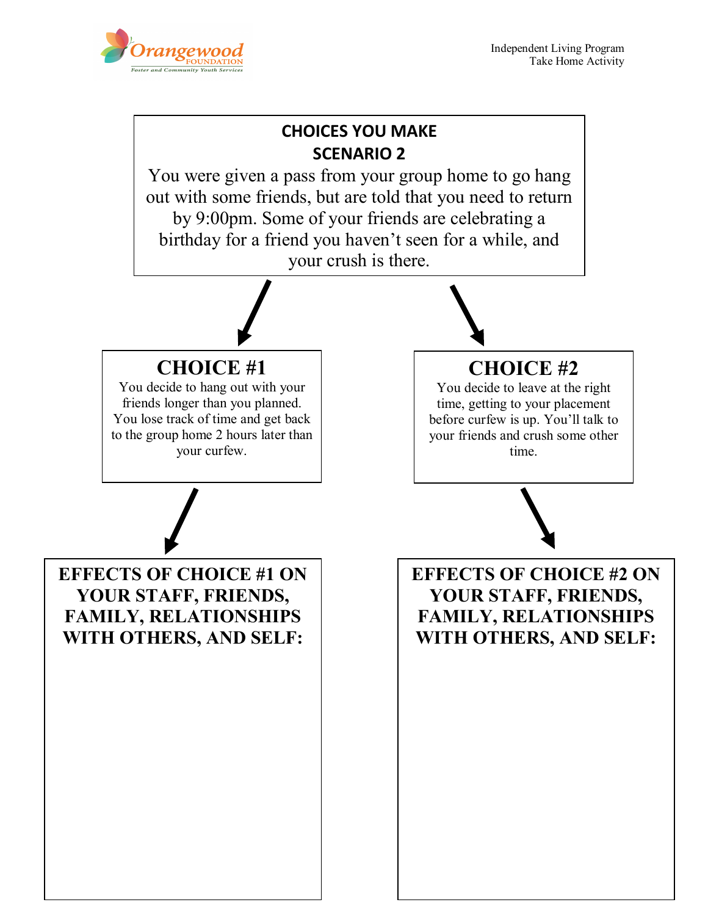## CHOICES YOU MAKE
## SCENARIO 2

You were given a pass from your group home to go hang out with some friends, but are told that you need to return by 9:00pm. Some of your friends are celebrating a birthday for a friend you haven't seen for a while, and your crush is there.

### CHOICE #1

You decide to hang out with your friends longer than you planned. You lose track of time and get back to the group home 2 hours later than your curfew.

### CHOICE #2

You decide to leave at the right time, getting to your placement before curfew is up. You'll talk to your friends and crush some other time.

**EFFECTS OF CHOICE #1 ON YOUR STAFF, FRIENDS, FAMILY, RELATIONSHIPS WITH OTHERS, AND SELF:**

**EFFECTS OF CHOICE #2 ON YOUR STAFF, FRIENDS, FAMILY, RELATIONSHIPS WITH OTHERS, AND SELF:**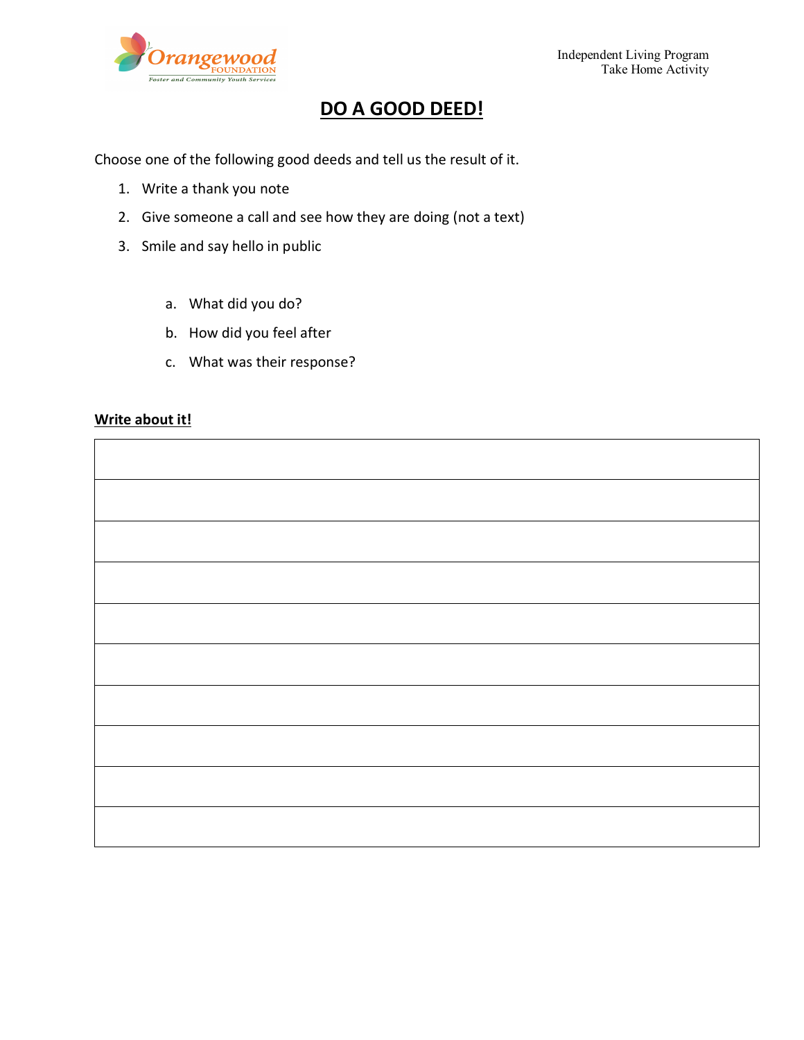Orangewood FOUNDATION
Foster and Community Youth Services

Independent Living Program
Take Home Activity

# DO A GOOD DEED!

Choose one of the following good deeds and tell us the result of it.

1. Write a thank you note
2. Give someone a call and see how they are doing (not a text)
3. Smile and say hello in public

   a. What did you do?
   b. How did you feel after
   c. What was their response?

**Write about it!**

| |
|---|
| |
| |
| |
| |
| |
| |
| |
| |
| |